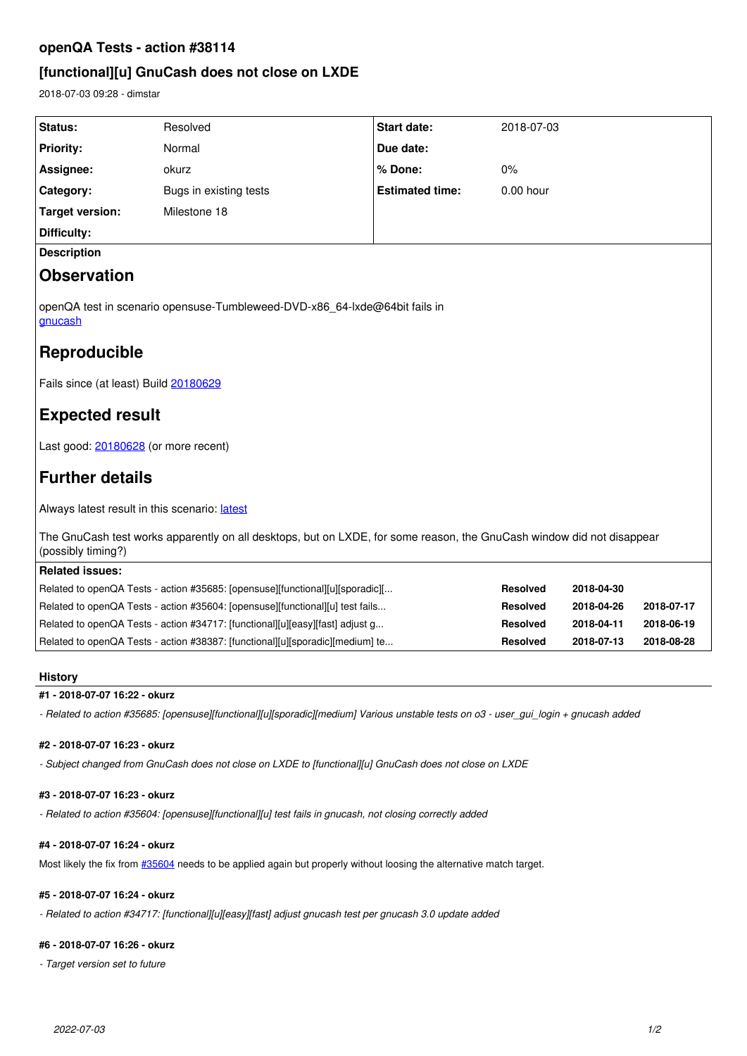## openQA Tests - action #38114

## [functional][u] GnuCash does not close on LXDE

2018-07-03 09:28 - dimstar

| Status: | Resolved | Start date: | 2018-07-03 |
|---|---|---|---|
| Priority: | Normal | Due date: | |
| Assignee: | okurz | % Done: | 0% |
| Category: | Bugs in existing tests | Estimated time: | 0.00 hour |
| Target version: | Milestone 18 | | |
| Difficulty: | | | |

**Description**

# Observation

openQA test in scenario opensuse-Tumbleweed-DVD-x86_64-lxde@64bit fails in gnucash

# Reproducible

Fails since (at least) Build 20180629

# Expected result

Last good: 20180628 (or more recent)

# Further details

Always latest result in this scenario: latest

The GnuCash test works apparently on all desktops, but on LXDE, for some reason, the GnuCash window did not disappear (possibly timing?)

**Related issues:**

| | | | |
|---|---|---|---|
| Related to openQA Tests - action #35685: [opensuse][functional][u][sporadic][... | **Resolved** | **2018-04-30** | |
| Related to openQA Tests - action #35604: [opensuse][functional][u] test fails... | **Resolved** | **2018-04-26** | **2018-07-17** |
| Related to openQA Tests - action #34717: [functional][u][easy][fast] adjust g... | **Resolved** | **2018-04-11** | **2018-06-19** |
| Related to openQA Tests - action #38387: [functional][u][sporadic][medium] te... | **Resolved** | **2018-07-13** | **2018-08-28** |

### History

#### #1 - 2018-07-07 16:22 - okurz

*- Related to action #35685: [opensuse][functional][u][sporadic][medium] Various unstable tests on o3 - user_gui_login + gnucash added*

#### #2 - 2018-07-07 16:23 - okurz

*- Subject changed from GnuCash does not close on LXDE to [functional][u] GnuCash does not close on LXDE*

#### #3 - 2018-07-07 16:23 - okurz

*- Related to action #35604: [opensuse][functional][u] test fails in gnucash, not closing correctly added*

#### #4 - 2018-07-07 16:24 - okurz

Most likely the fix from #35604 needs to be applied again but properly without loosing the alternative match target.

#### #5 - 2018-07-07 16:24 - okurz

*- Related to action #34717: [functional][u][easy][fast] adjust gnucash test per gnucash 3.0 update added*

#### #6 - 2018-07-07 16:26 - okurz

*- Target version set to future*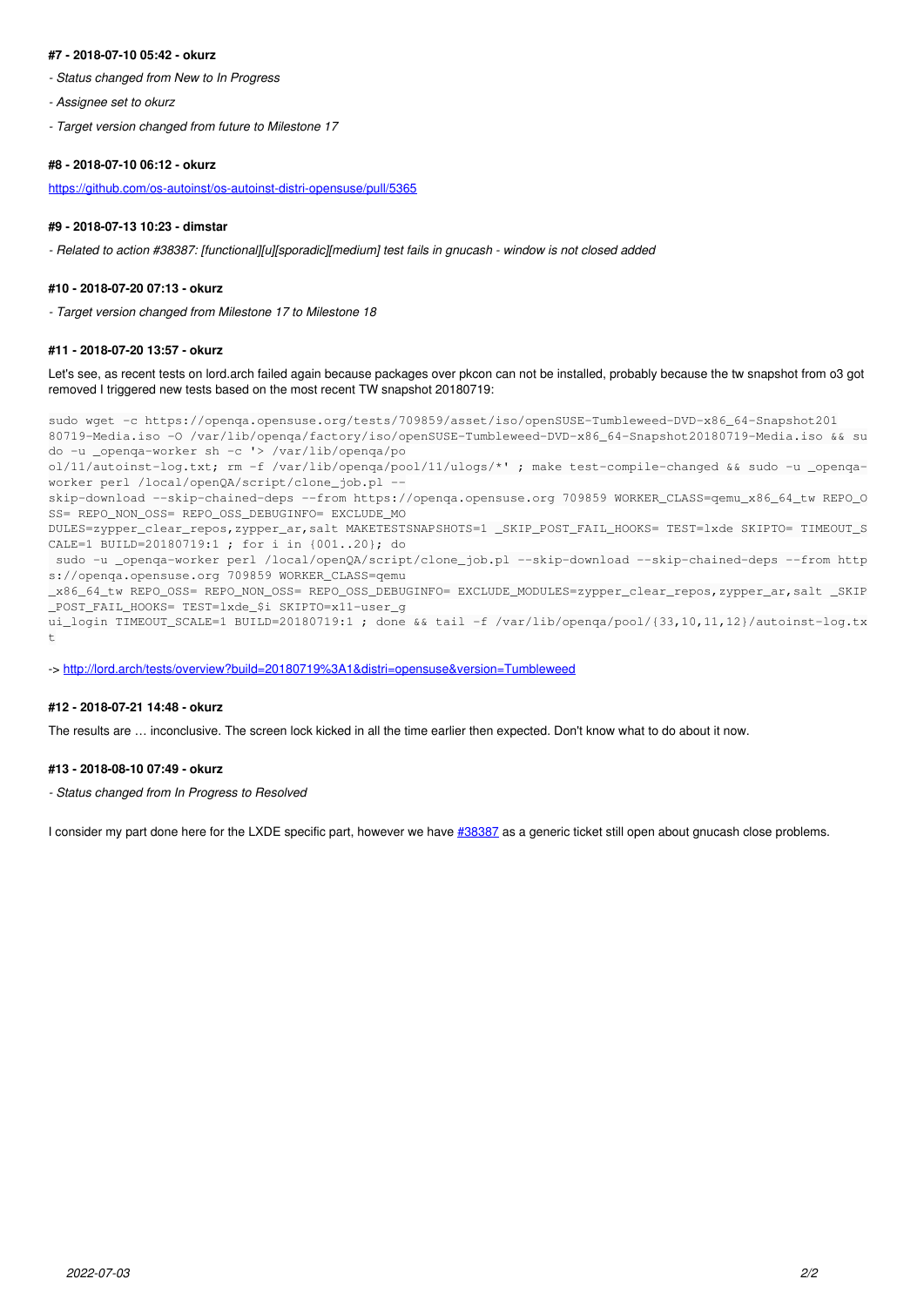#### #7 - 2018-07-10 05:42 - okurz

*- Status changed from New to In Progress*

*- Assignee set to okurz*

*- Target version changed from future to Milestone 17*

#### #8 - 2018-07-10 06:12 - okurz

https://github.com/os-autoinst/os-autoinst-distri-opensuse/pull/5365

#### #9 - 2018-07-13 10:23 - dimstar

*- Related to action #38387: [functional][u][sporadic][medium] test fails in gnucash - window is not closed added*

#### #10 - 2018-07-20 07:13 - okurz

*- Target version changed from Milestone 17 to Milestone 18*

#### #11 - 2018-07-20 13:57 - okurz

Let's see, as recent tests on lord.arch failed again because packages over pkcon can not be installed, probably because the tw snapshot from o3 got removed I triggered new tests based on the most recent TW snapshot 20180719:

```
sudo wget -c https://openqa.opensuse.org/tests/709859/asset/iso/openSUSE-Tumbleweed-DVD-x86_64-Snapshot20180719-Media.iso -O /var/lib/openqa/factory/iso/openSUSE-Tumbleweed-DVD-x86_64-Snapshot20180719-Media.iso && sudo -u _openqa-worker sh -c '> /var/lib/openqa/pool/11/autoinst-log.txt; rm -f /var/lib/openqa/pool/11/ulogs/*' ; make test-compile-changed && sudo -u _openqa-worker perl /local/openQA/script/clone_job.pl --skip-download --skip-chained-deps --from https://openqa.opensuse.org 709859 WORKER_CLASS=qemu_x86_64_tw REPO_OSS= REPO_NON_OSS= REPO_OSS_DEBUGINFO= EXCLUDE_MODULES=zypper_clear_repos,zypper_ar,salt MAKETESTSNAPSHOTS=1 _SKIP_POST_FAIL_HOOKS= TEST=lxde SKIPTO= TIMEOUT_SCALE=1 BUILD=20180719:1 ; for i in {001..20}; do
 sudo -u _openqa-worker perl /local/openQA/script/clone_job.pl --skip-download --skip-chained-deps --from https://openqa.opensuse.org 709859 WORKER_CLASS=qemu_x86_64_tw REPO_OSS= REPO_NON_OSS= REPO_OSS_DEBUGINFO= EXCLUDE_MODULES=zypper_clear_repos,zypper_ar,salt _SKIP_POST_FAIL_HOOKS= TEST=lxde_$i SKIPTO=x11-user_gui_login TIMEOUT_SCALE=1 BUILD=20180719:1 ; done && tail -f /var/lib/openqa/pool/{33,10,11,12}/autoinst-log.txt
```

-> http://lord.arch/tests/overview?build=20180719%3A1&distri=opensuse&version=Tumbleweed

#### #12 - 2018-07-21 14:48 - okurz

The results are … inconclusive. The screen lock kicked in all the time earlier then expected. Don't know what to do about it now.

#### #13 - 2018-08-10 07:49 - okurz

*- Status changed from In Progress to Resolved*

I consider my part done here for the LXDE specific part, however we have #38387 as a generic ticket still open about gnucash close problems.